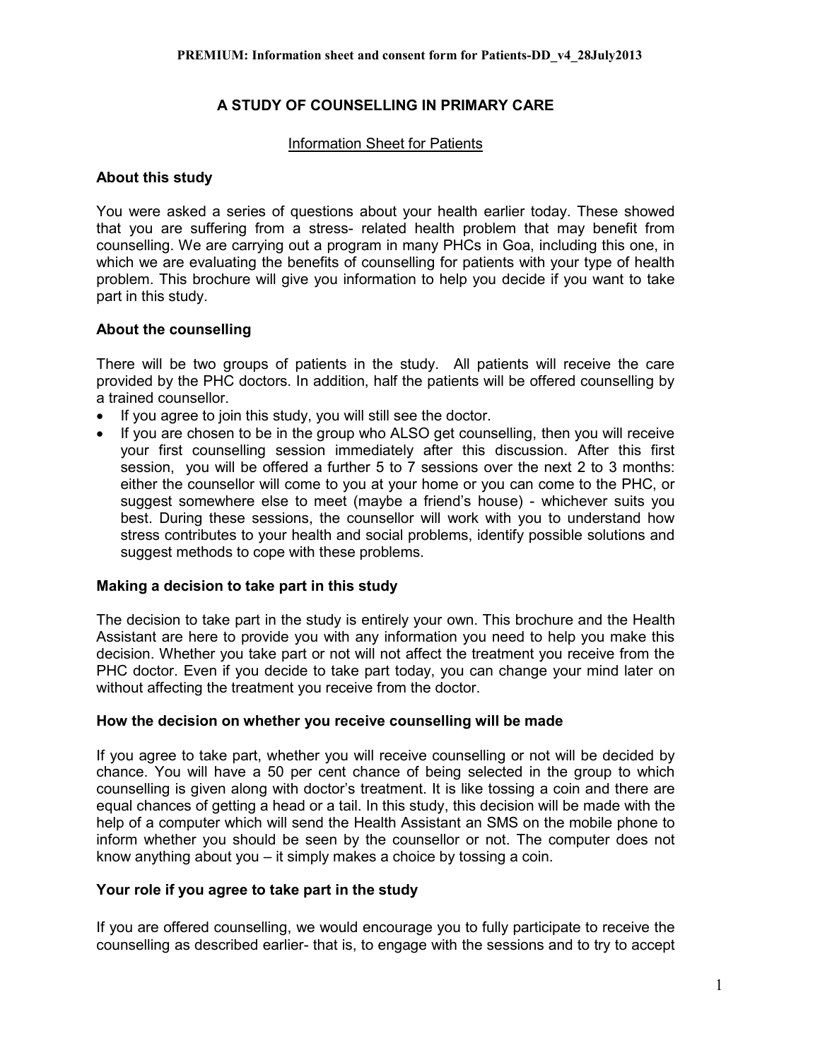# A STUDY OF COUNSELLING IN PRIMARY CARE

Information Sheet for Patients

## About this study

You were asked a series of questions about your health earlier today. These showed that you are suffering from a stress- related health problem that may benefit from counselling. We are carrying out a program in many PHCs in Goa, including this one, in which we are evaluating the benefits of counselling for patients with your type of health problem. This brochure will give you information to help you decide if you want to take part in this study.

## About the counselling

There will be two groups of patients in the study. All patients will receive the care provided by the PHC doctors. In addition, half the patients will be offered counselling by a trained counsellor.

- If you agree to join this study, you will still see the doctor.
- If you are chosen to be in the group who ALSO get counselling, then you will receive your first counselling session immediately after this discussion. After this first session, you will be offered a further 5 to 7 sessions over the next 2 to 3 months: either the counsellor will come to you at your home or you can come to the PHC, or suggest somewhere else to meet (maybe a friend's house) - whichever suits you best. During these sessions, the counsellor will work with you to understand how stress contributes to your health and social problems, identify possible solutions and suggest methods to cope with these problems.

## Making a decision to take part in this study

The decision to take part in the study is entirely your own. This brochure and the Health Assistant are here to provide you with any information you need to help you make this decision. Whether you take part or not will not affect the treatment you receive from the PHC doctor. Even if you decide to take part today, you can change your mind later on without affecting the treatment you receive from the doctor.

## How the decision on whether you receive counselling will be made

If you agree to take part, whether you will receive counselling or not will be decided by chance. You will have a 50 per cent chance of being selected in the group to which counselling is given along with doctor's treatment. It is like tossing a coin and there are equal chances of getting a head or a tail. In this study, this decision will be made with the help of a computer which will send the Health Assistant an SMS on the mobile phone to inform whether you should be seen by the counsellor or not. The computer does not know anything about you – it simply makes a choice by tossing a coin.

## Your role if you agree to take part in the study

If you are offered counselling, we would encourage you to fully participate to receive the counselling as described earlier- that is, to engage with the sessions and to try to accept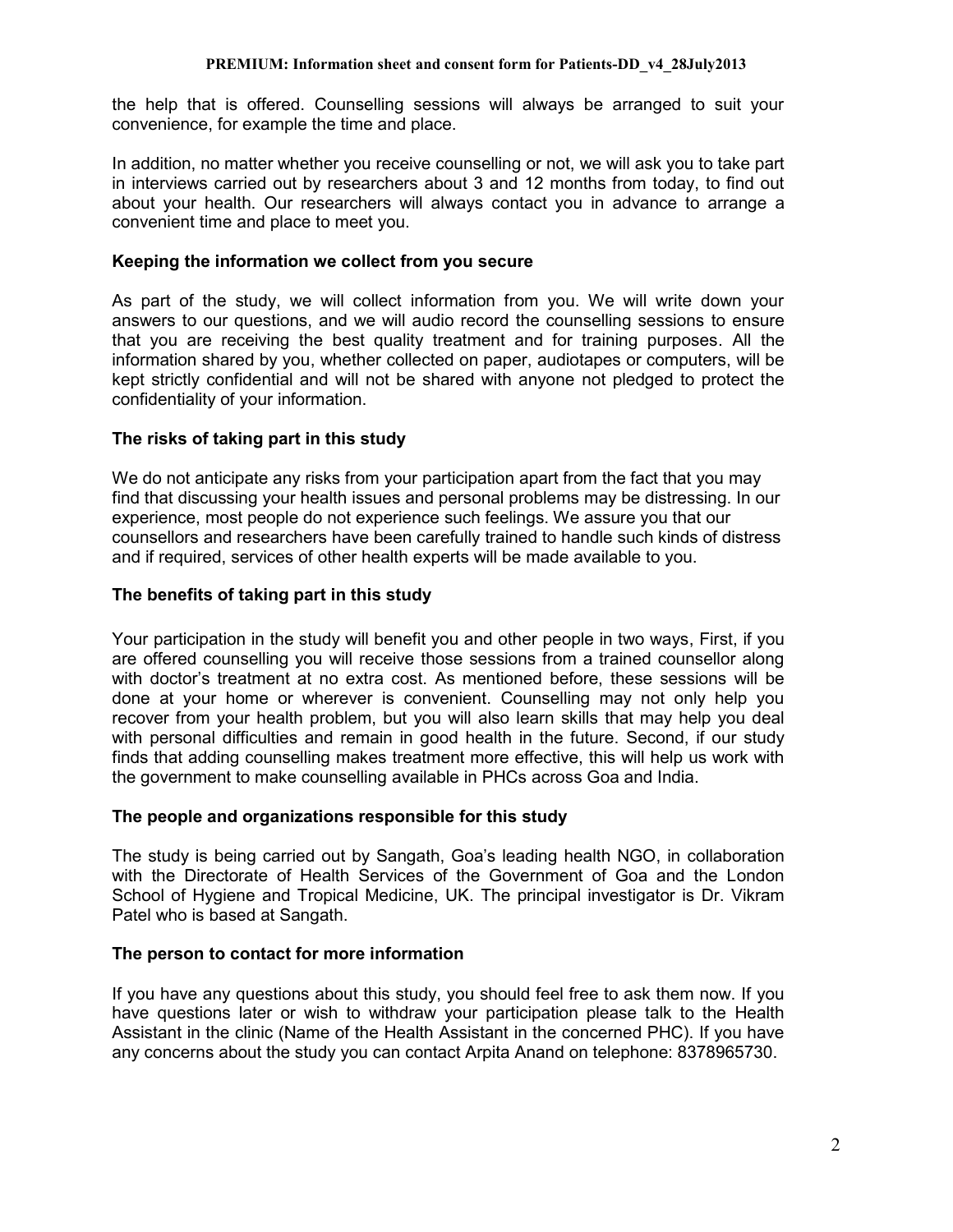the help that is offered. Counselling sessions will always be arranged to suit your convenience, for example the time and place.

In addition, no matter whether you receive counselling or not, we will ask you to take part in interviews carried out by researchers about 3 and 12 months from today, to find out about your health. Our researchers will always contact you in advance to arrange a convenient time and place to meet you.

### Keeping the information we collect from you secure

As part of the study, we will collect information from you. We will write down your answers to our questions, and we will audio record the counselling sessions to ensure that you are receiving the best quality treatment and for training purposes. All the information shared by you, whether collected on paper, audiotapes or computers, will be kept strictly confidential and will not be shared with anyone not pledged to protect the confidentiality of your information.

### The risks of taking part in this study

We do not anticipate any risks from your participation apart from the fact that you may find that discussing your health issues and personal problems may be distressing. In our experience, most people do not experience such feelings. We assure you that our counsellors and researchers have been carefully trained to handle such kinds of distress and if required, services of other health experts will be made available to you.

### The benefits of taking part in this study

Your participation in the study will benefit you and other people in two ways, First, if you are offered counselling you will receive those sessions from a trained counsellor along with doctor's treatment at no extra cost. As mentioned before, these sessions will be done at your home or wherever is convenient. Counselling may not only help you recover from your health problem, but you will also learn skills that may help you deal with personal difficulties and remain in good health in the future. Second, if our study finds that adding counselling makes treatment more effective, this will help us work with the government to make counselling available in PHCs across Goa and India.

### The people and organizations responsible for this study

The study is being carried out by Sangath, Goa's leading health NGO, in collaboration with the Directorate of Health Services of the Government of Goa and the London School of Hygiene and Tropical Medicine, UK. The principal investigator is Dr. Vikram Patel who is based at Sangath.

### The person to contact for more information

If you have any questions about this study, you should feel free to ask them now. If you have questions later or wish to withdraw your participation please talk to the Health Assistant in the clinic (Name of the Health Assistant in the concerned PHC). If you have any concerns about the study you can contact Arpita Anand on telephone: 8378965730.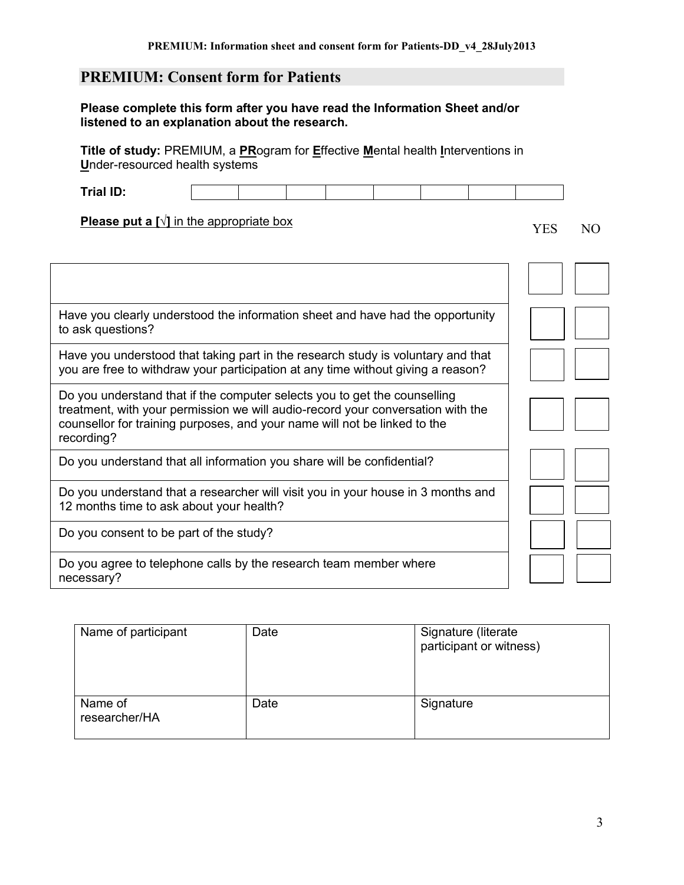## PREMIUM: Consent form for Patients

**Please complete this form after you have read the Information Sheet and/or listened to an explanation about the research.**

**Title of study:** PREMIUM, a **PR**ogram for **E**ffective **M**ental health **I**nterventions in **U**nder-resourced health systems

**Trial ID:**

| | | | | | | | |
|---|---|---|---|---|---|---|---|
| | | | | | | | |

**Please put a [√]** in the appropriate box

| | YES | NO |
|---|---|---|
| | | |
| Have you clearly understood the information sheet and have had the opportunity to ask questions? | | |
| Have you understood that taking part in the research study is voluntary and that you are free to withdraw your participation at any time without giving a reason? | | |
| Do you understand that if the computer selects you to get the counselling treatment, with your permission we will audio-record your conversation with the counsellor for training purposes, and your name will not be linked to the recording? | | |
| Do you understand that all information you share will be confidential? | | |
| Do you understand that a researcher will visit you in your house in 3 months and 12 months time to ask about your health? | | |
| Do you consent to be part of the study? | | |
| Do you agree to telephone calls by the research team member where necessary? | | |

| | | |
|---|---|---|
| Name of participant | Date | Signature (literate participant or witness) |
| Name of researcher/HA | Date | Signature |